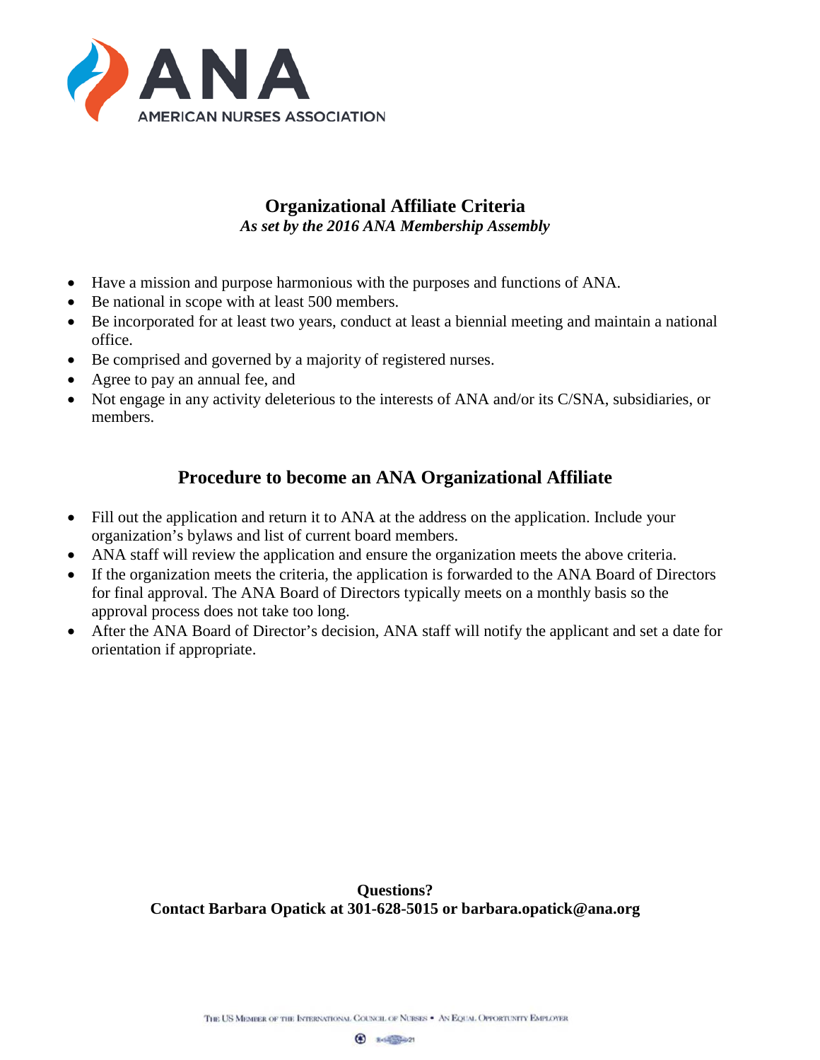ANA
AMERICAN NURSES ASSOCIATION

## Organizational Affiliate Criteria

*As set by the 2016 ANA Membership Assembly*

- Have a mission and purpose harmonious with the purposes and functions of ANA.
- Be national in scope with at least 500 members.
- Be incorporated for at least two years, conduct at least a biennial meeting and maintain a national office.
- Be comprised and governed by a majority of registered nurses.
- Agree to pay an annual fee, and
- Not engage in any activity deleterious to the interests of ANA and/or its C/SNA, subsidiaries, or members.

## Procedure to become an ANA Organizational Affiliate

- Fill out the application and return it to ANA at the address on the application. Include your organization's bylaws and list of current board members.
- ANA staff will review the application and ensure the organization meets the above criteria.
- If the organization meets the criteria, the application is forwarded to the ANA Board of Directors for final approval. The ANA Board of Directors typically meets on a monthly basis so the approval process does not take too long.
- After the ANA Board of Director's decision, ANA staff will notify the applicant and set a date for orientation if appropriate.

**Questions?**
**Contact Barbara Opatick at 301-628-5015 or barbara.opatick@ana.org**

THE US MEMBER OF THE INTERNATIONAL COUNCIL OF NURSES • AN EQUAL OPPORTUNITY EMPLOYER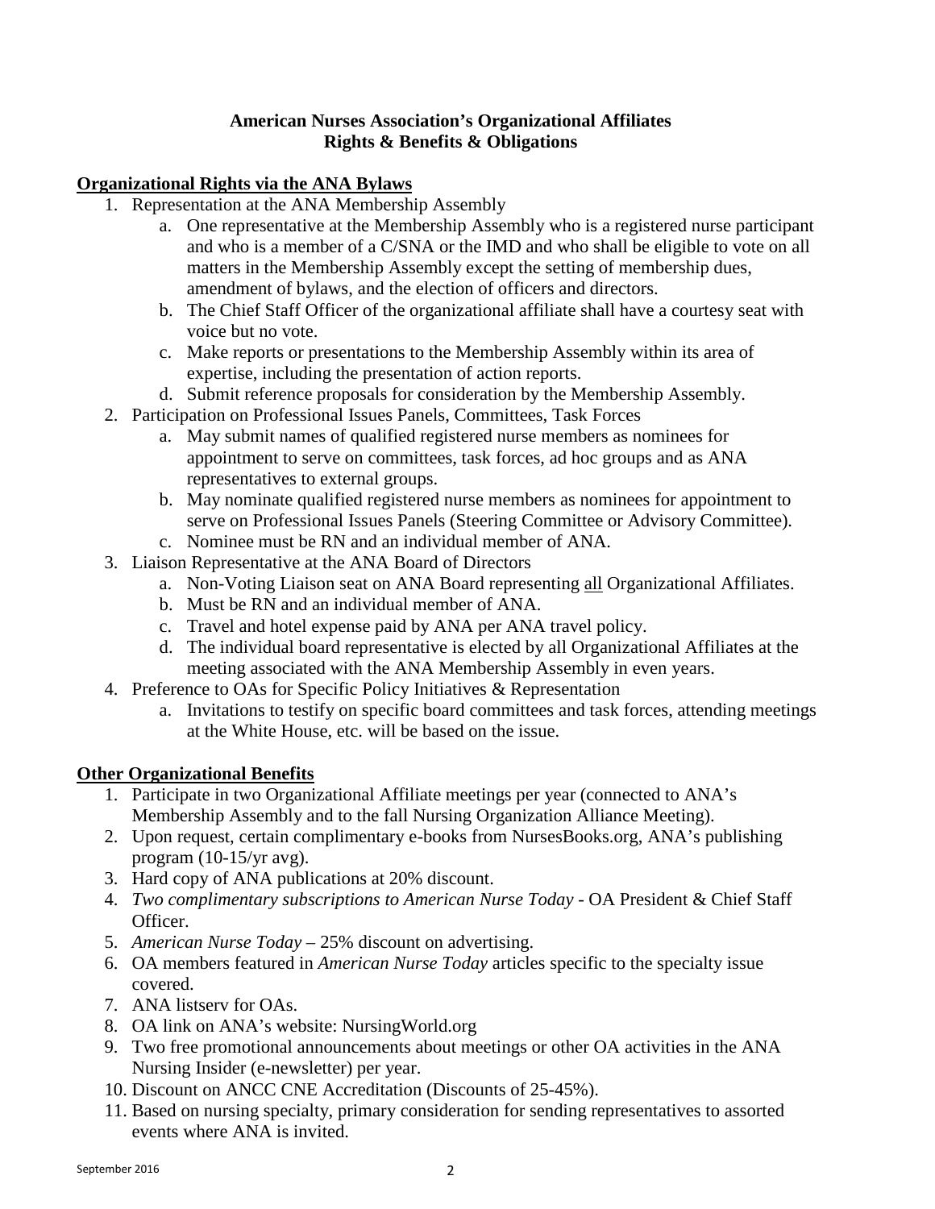**American Nurses Association's Organizational Affiliates**
**Rights & Benefits & Obligations**

## Organizational Rights via the ANA Bylaws

1. Representation at the ANA Membership Assembly
    a. One representative at the Membership Assembly who is a registered nurse participant and who is a member of a C/SNA or the IMD and who shall be eligible to vote on all matters in the Membership Assembly except the setting of membership dues, amendment of bylaws, and the election of officers and directors.
    b. The Chief Staff Officer of the organizational affiliate shall have a courtesy seat with voice but no vote.
    c. Make reports or presentations to the Membership Assembly within its area of expertise, including the presentation of action reports.
    d. Submit reference proposals for consideration by the Membership Assembly.
2. Participation on Professional Issues Panels, Committees, Task Forces
    a. May submit names of qualified registered nurse members as nominees for appointment to serve on committees, task forces, ad hoc groups and as ANA representatives to external groups.
    b. May nominate qualified registered nurse members as nominees for appointment to serve on Professional Issues Panels (Steering Committee or Advisory Committee).
    c. Nominee must be RN and an individual member of ANA.
3. Liaison Representative at the ANA Board of Directors
    a. Non-Voting Liaison seat on ANA Board representing <u>all</u> Organizational Affiliates.
    b. Must be RN and an individual member of ANA.
    c. Travel and hotel expense paid by ANA per ANA travel policy.
    d. The individual board representative is elected by all Organizational Affiliates at the meeting associated with the ANA Membership Assembly in even years.
4. Preference to OAs for Specific Policy Initiatives & Representation
    a. Invitations to testify on specific board committees and task forces, attending meetings at the White House, etc. will be based on the issue.

## Other Organizational Benefits

1. Participate in two Organizational Affiliate meetings per year (connected to ANA's Membership Assembly and to the fall Nursing Organization Alliance Meeting).
2. Upon request, certain complimentary e-books from NursesBooks.org, ANA's publishing program (10-15/yr avg).
3. Hard copy of ANA publications at 20% discount.
4. *Two complimentary subscriptions to American Nurse Today* - OA President & Chief Staff Officer.
5. *American Nurse Today* – 25% discount on advertising.
6. OA members featured in *American Nurse Today* articles specific to the specialty issue covered.
7. ANA listserv for OAs.
8. OA link on ANA's website: NursingWorld.org
9. Two free promotional announcements about meetings or other OA activities in the ANA Nursing Insider (e-newsletter) per year.
10. Discount on ANCC CNE Accreditation (Discounts of 25-45%).
11. Based on nursing specialty, primary consideration for sending representatives to assorted events where ANA is invited.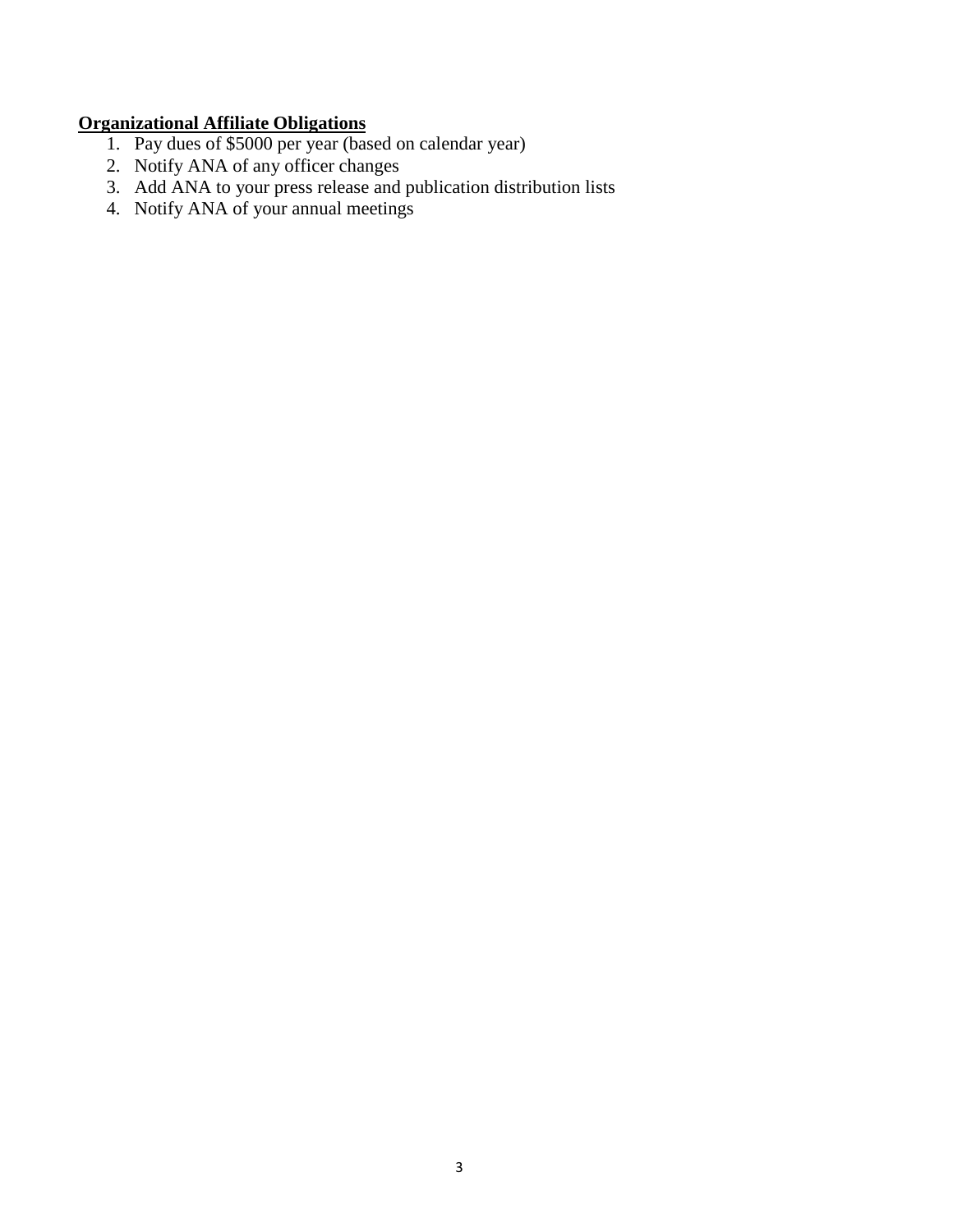**Organizational Affiliate Obligations**

1. Pay dues of $5000 per year (based on calendar year)
2. Notify ANA of any officer changes
3. Add ANA to your press release and publication distribution lists
4. Notify ANA of your annual meetings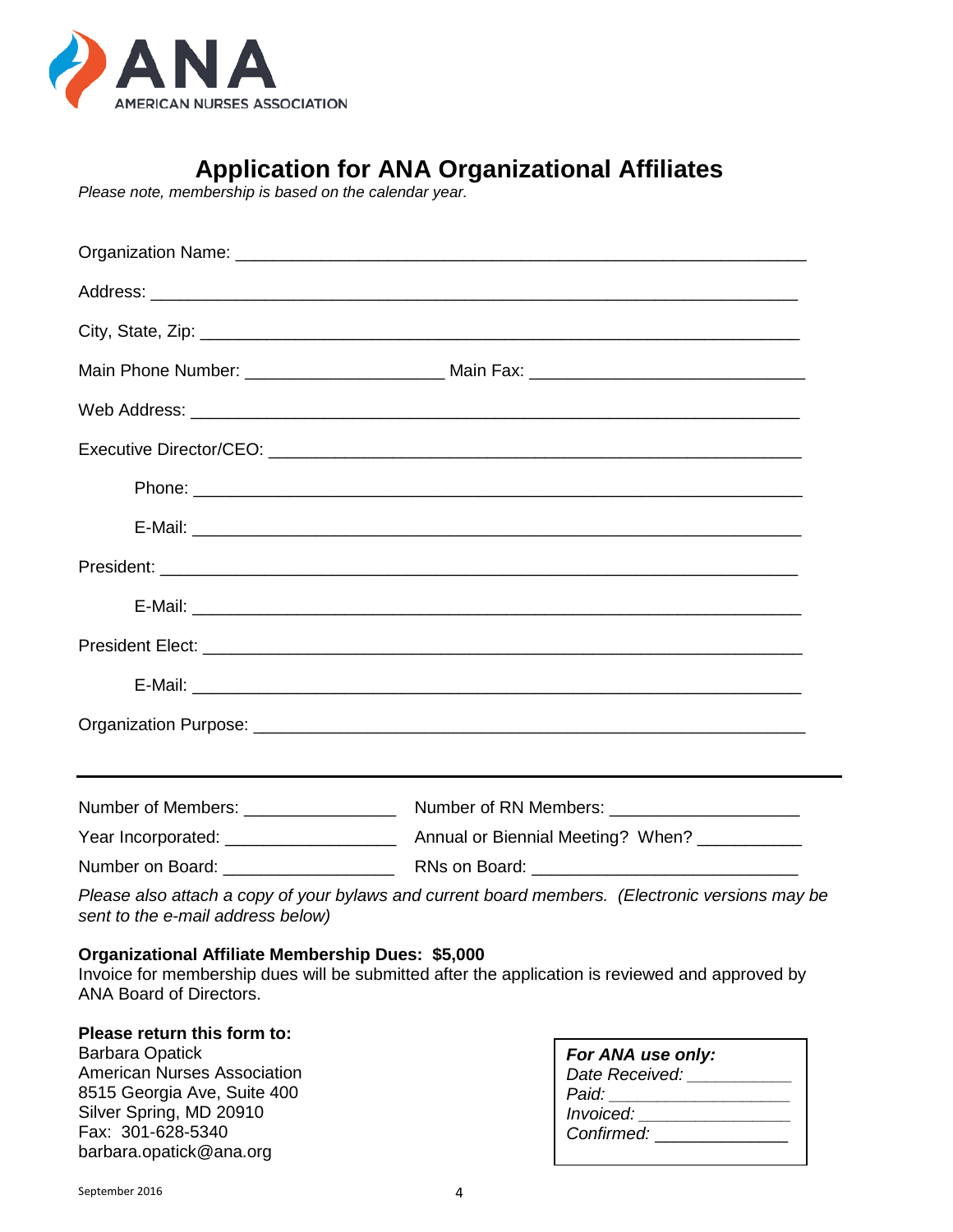ANA
AMERICAN NURSES ASSOCIATION

# Application for ANA Organizational Affiliates

*Please note, membership is based on the calendar year.*

Organization Name: ___________________________________________________________

Address: _______________________________________________________________

City, State, Zip: _____________________________________________________________

Main Phone Number: ____________________ Main Fax: ___________________________

Web Address: ______________________________________________________________

Executive Director/CEO: ______________________________________________________

Phone: ______________________________________________________________

E-Mail: ______________________________________________________________

President: _____________________________________________________________

E-Mail: ______________________________________________________________

President Elect: ______________________________________________________________

E-Mail: ______________________________________________________________

Organization Purpose: _________________________________________________________

---

Number of Members: _______________ Number of RN Members: __________________

Year Incorporated: _________________ Annual or Biennial Meeting? When? __________

Number on Board: _________________ RNs on Board: ___________________________

*Please also attach a copy of your bylaws and current board members. (Electronic versions may be sent to the e-mail address below)*

**Organizational Affiliate Membership Dues: $5,000**
Invoice for membership dues will be submitted after the application is reviewed and approved by ANA Board of Directors.

**Please return this form to:**
Barbara Opatick
American Nurses Association
8515 Georgia Ave, Suite 400
Silver Spring, MD 20910
Fax: 301-628-5340
barbara.opatick@ana.org

***For ANA use only:***
*Date Received:* __________
*Paid:* __________________
*Invoiced:* ______________
*Confirmed:* _____________

September 2016